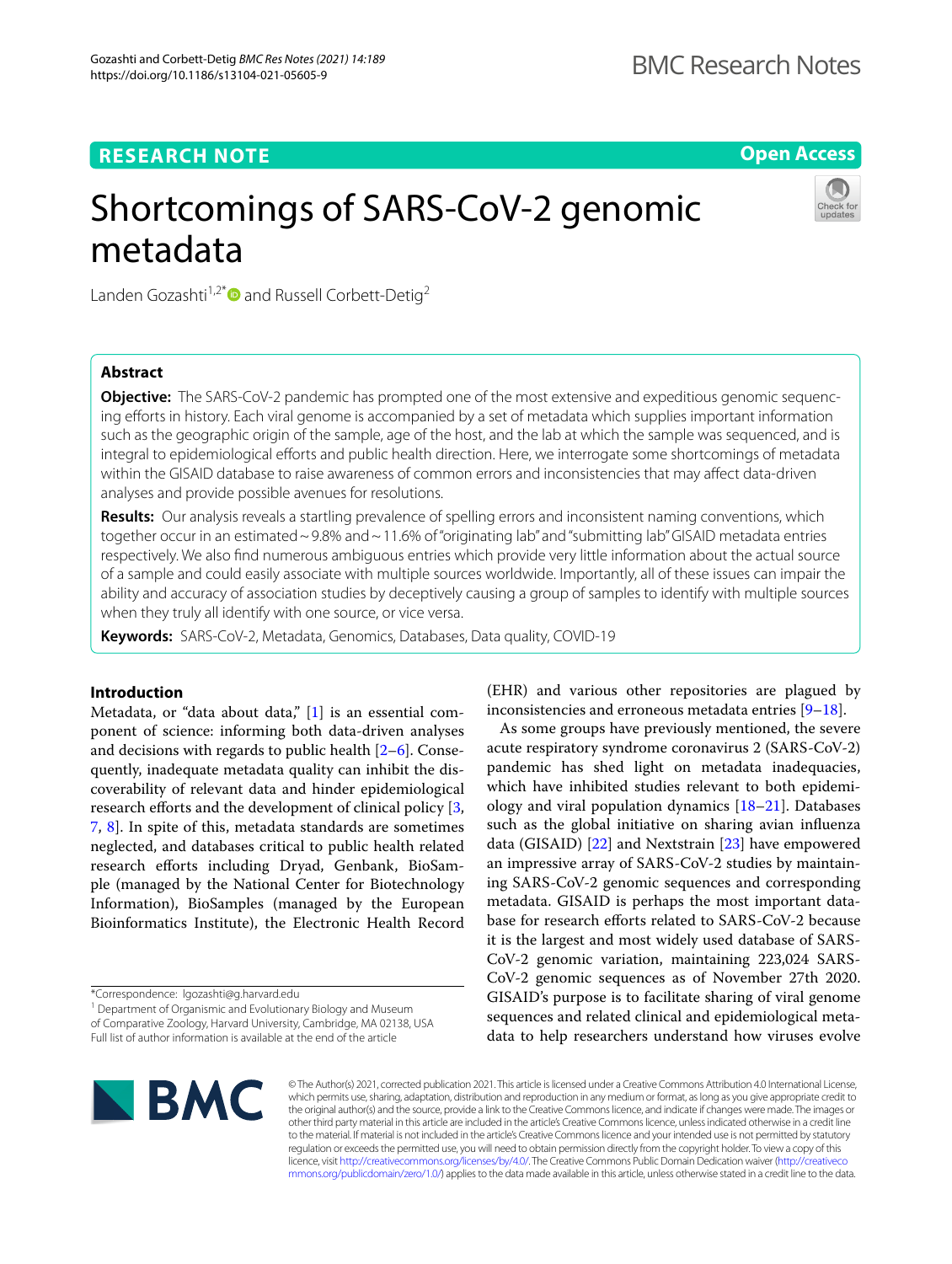RESEARCH NOTE

Open Access

# Shortcomings of SARS-CoV-2 genomic metadata

Landen Gozashti[1,2*] and Russell Corbett-Detig[2]

## Abstract

**Objective:** The SARS-CoV-2 pandemic has prompted one of the most extensive and expeditious genomic sequencing efforts in history. Each viral genome is accompanied by a set of metadata which supplies important information such as the geographic origin of the sample, age of the host, and the lab at which the sample was sequenced, and is integral to epidemiological efforts and public health direction. Here, we interrogate some shortcomings of metadata within the GISAID database to raise awareness of common errors and inconsistencies that may affect data-driven analyses and provide possible avenues for resolutions.

**Results:** Our analysis reveals a startling prevalence of spelling errors and inconsistent naming conventions, which together occur in an estimated ~9.8% and ~11.6% of "originating lab" and "submitting lab" GISAID metadata entries respectively. We also find numerous ambiguous entries which provide very little information about the actual source of a sample and could easily associate with multiple sources worldwide. Importantly, all of these issues can impair the ability and accuracy of association studies by deceptively causing a group of samples to identify with multiple sources when they truly all identify with one source, or vice versa.

**Keywords:** SARS-CoV-2, Metadata, Genomics, Databases, Data quality, COVID-19

## Introduction

Metadata, or "data about data," [1] is an essential component of science: informing both data-driven analyses and decisions with regards to public health [2–6]. Consequently, inadequate metadata quality can inhibit the discoverability of relevant data and hinder epidemiological research efforts and the development of clinical policy [3, 7, 8]. In spite of this, metadata standards are sometimes neglected, and databases critical to public health related research efforts including Dryad, Genbank, BioSample (managed by the National Center for Biotechnology Information), BioSamples (managed by the European Bioinformatics Institute), the Electronic Health Record (EHR) and various other repositories are plagued by inconsistencies and erroneous metadata entries [9–18].

As some groups have previously mentioned, the severe acute respiratory syndrome coronavirus 2 (SARS-CoV-2) pandemic has shed light on metadata inadequacies, which have inhibited studies relevant to both epidemiology and viral population dynamics [18–21]. Databases such as the global initiative on sharing avian influenza data (GISAID) [22] and Nextstrain [23] have empowered an impressive array of SARS-CoV-2 studies by maintaining SARS-CoV-2 genomic sequences and corresponding metadata. GISAID is perhaps the most important database for research efforts related to SARS-CoV-2 because it is the largest and most widely used database of SARS-CoV-2 genomic variation, maintaining 223,024 SARS-CoV-2 genomic sequences as of November 27th 2020. GISAID's purpose is to facilitate sharing of viral genome sequences and related clinical and epidemiological metadata to help researchers understand how viruses evolve

*Correspondence: lgozashti@g.harvard.edu
[1] Department of Organismic and Evolutionary Biology and Museum of Comparative Zoology, Harvard University, Cambridge, MA 02138, USA
Full list of author information is available at the end of the article

© The Author(s) 2021, corrected publication 2021. This article is licensed under a Creative Commons Attribution 4.0 International License, which permits use, sharing, adaptation, distribution and reproduction in any medium or format, as long as you give appropriate credit to the original author(s) and the source, provide a link to the Creative Commons licence, and indicate if changes were made. The images or other third party material in this article are included in the article's Creative Commons licence, unless indicated otherwise in a credit line to the material. If material is not included in the article's Creative Commons licence and your intended use is not permitted by statutory regulation or exceeds the permitted use, you will need to obtain permission directly from the copyright holder. To view a copy of this licence, visit http://creativecommons.org/licenses/by/4.0/. The Creative Commons Public Domain Dedication waiver (http://creativecommons.org/publicdomain/zero/1.0/) applies to the data made available in this article, unless otherwise stated in a credit line to the data.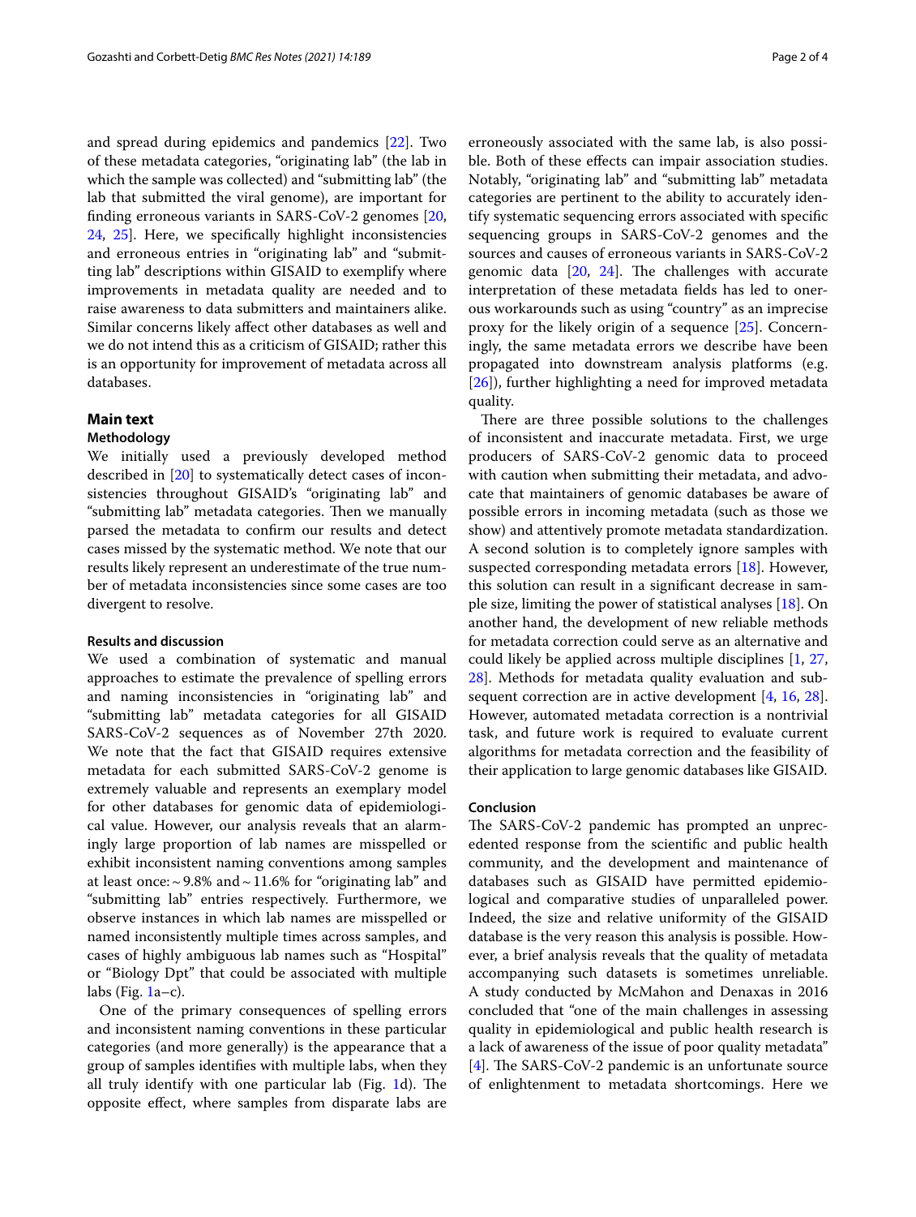and spread during epidemics and pandemics [22]. Two of these metadata categories, "originating lab" (the lab in which the sample was collected) and "submitting lab" (the lab that submitted the viral genome), are important for finding erroneous variants in SARS-CoV-2 genomes [20, 24, 25]. Here, we specifically highlight inconsistencies and erroneous entries in "originating lab" and "submitting lab" descriptions within GISAID to exemplify where improvements in metadata quality are needed and to raise awareness to data submitters and maintainers alike. Similar concerns likely affect other databases as well and we do not intend this as a criticism of GISAID; rather this is an opportunity for improvement of metadata across all databases.

## Main text

### Methodology

We initially used a previously developed method described in [20] to systematically detect cases of inconsistencies throughout GISAID's "originating lab" and "submitting lab" metadata categories. Then we manually parsed the metadata to confirm our results and detect cases missed by the systematic method. We note that our results likely represent an underestimate of the true number of metadata inconsistencies since some cases are too divergent to resolve.

### Results and discussion

We used a combination of systematic and manual approaches to estimate the prevalence of spelling errors and naming inconsistencies in "originating lab" and "submitting lab" metadata categories for all GISAID SARS-CoV-2 sequences as of November 27th 2020. We note that the fact that GISAID requires extensive metadata for each submitted SARS-CoV-2 genome is extremely valuable and represents an exemplary model for other databases for genomic data of epidemiological value. However, our analysis reveals that an alarmingly large proportion of lab names are misspelled or exhibit inconsistent naming conventions among samples at least once: ~ 9.8% and ~ 11.6% for "originating lab" and "submitting lab" entries respectively. Furthermore, we observe instances in which lab names are misspelled or named inconsistently multiple times across samples, and cases of highly ambiguous lab names such as "Hospital" or "Biology Dpt" that could be associated with multiple labs (Fig. 1a–c).

One of the primary consequences of spelling errors and inconsistent naming conventions in these particular categories (and more generally) is the appearance that a group of samples identifies with multiple labs, when they all truly identify with one particular lab (Fig. 1d). The opposite effect, where samples from disparate labs are erroneously associated with the same lab, is also possible. Both of these effects can impair association studies. Notably, "originating lab" and "submitting lab" metadata categories are pertinent to the ability to accurately identify systematic sequencing errors associated with specific sequencing groups in SARS-CoV-2 genomes and the sources and causes of erroneous variants in SARS-CoV-2 genomic data [20, 24]. The challenges with accurate interpretation of these metadata fields has led to onerous workarounds such as using "country" as an imprecise proxy for the likely origin of a sequence [25]. Concerningly, the same metadata errors we describe have been propagated into downstream analysis platforms (e.g. [26]), further highlighting a need for improved metadata quality.

There are three possible solutions to the challenges of inconsistent and inaccurate metadata. First, we urge producers of SARS-CoV-2 genomic data to proceed with caution when submitting their metadata, and advocate that maintainers of genomic databases be aware of possible errors in incoming metadata (such as those we show) and attentively promote metadata standardization. A second solution is to completely ignore samples with suspected corresponding metadata errors [18]. However, this solution can result in a significant decrease in sample size, limiting the power of statistical analyses [18]. On another hand, the development of new reliable methods for metadata correction could serve as an alternative and could likely be applied across multiple disciplines [1, 27, 28]. Methods for metadata quality evaluation and subsequent correction are in active development [4, 16, 28]. However, automated metadata correction is a nontrivial task, and future work is required to evaluate current algorithms for metadata correction and the feasibility of their application to large genomic databases like GISAID.

### Conclusion

The SARS-CoV-2 pandemic has prompted an unprecedented response from the scientific and public health community, and the development and maintenance of databases such as GISAID have permitted epidemiological and comparative studies of unparalleled power. Indeed, the size and relative uniformity of the GISAID database is the very reason this analysis is possible. However, a brief analysis reveals that the quality of metadata accompanying such datasets is sometimes unreliable. A study conducted by McMahon and Denaxas in 2016 concluded that "one of the main challenges in assessing quality in epidemiological and public health research is a lack of awareness of the issue of poor quality metadata" [4]. The SARS-CoV-2 pandemic is an unfortunate source of enlightenment to metadata shortcomings. Here we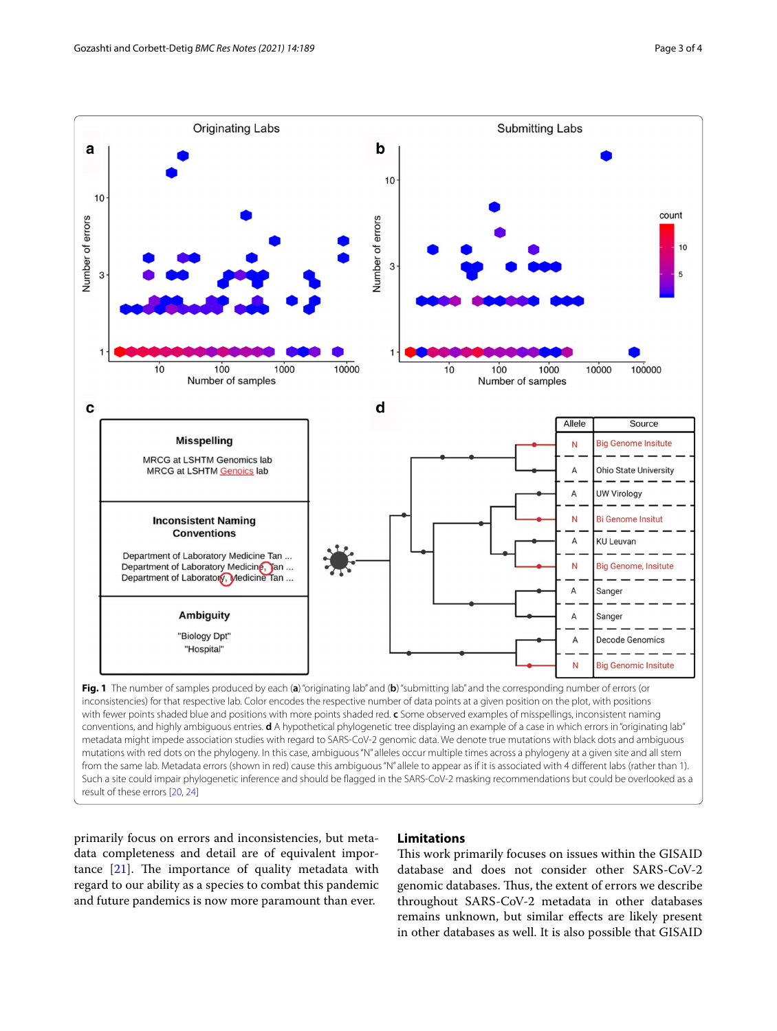**Fig. 1** The number of samples produced by each (**a**) "originating lab" and (**b**) "submitting lab" and the corresponding number of errors (or inconsistencies) for that respective lab. Color encodes the respective number of data points at a given position on the plot, with positions with fewer points shaded blue and positions with more points shaded red. **c** Some observed examples of misspellings, inconsistent naming conventions, and highly ambiguous entries. **d** A hypothetical phylogenetic tree displaying an example of a case in which errors in "originating lab" metadata might impede association studies with regard to SARS-CoV-2 genomic data. We denote true mutations with black dots and ambiguous mutations with red dots on the phylogeny. In this case, ambiguous "N" alleles occur multiple times across a phylogeny at a given site and all stem from the same lab. Metadata errors (shown in red) cause this ambiguous "N" allele to appear as if it is associated with 4 different labs (rather than 1). Such a site could impair phylogenetic inference and should be flagged in the SARS-CoV-2 masking recommendations but could be overlooked as a result of these errors [20, 24]

primarily focus on errors and inconsistencies, but metadata completeness and detail are of equivalent importance [21]. The importance of quality metadata with regard to our ability as a species to combat this pandemic and future pandemics is now more paramount than ever.

## Limitations

This work primarily focuses on issues within the GISAID database and does not consider other SARS-CoV-2 genomic databases. Thus, the extent of errors we describe throughout SARS-CoV-2 metadata in other databases remains unknown, but similar effects are likely present in other databases as well. It is also possible that GISAID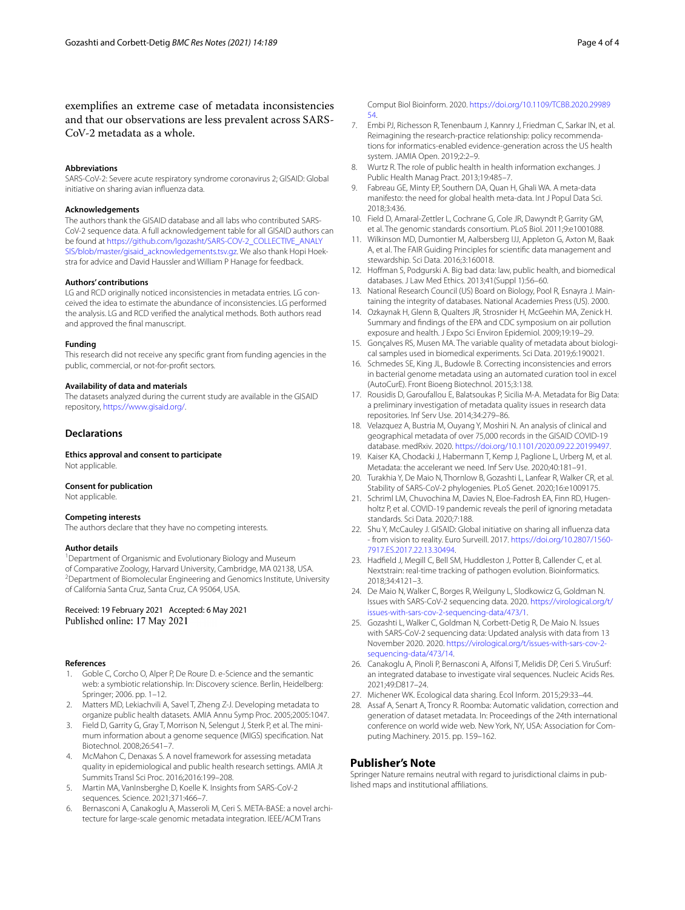exemplifies an extreme case of metadata inconsistencies and that our observations are less prevalent across SARS-CoV-2 metadata as a whole.

### Abbreviations

SARS-CoV-2: Severe acute respiratory syndrome coronavirus 2; GISAID: Global initiative on sharing avian influenza data.

### Acknowledgements

The authors thank the GISAID database and all labs who contributed SARS-CoV-2 sequence data. A full acknowledgement table for all GISAID authors can be found at https://github.com/lgozasht/SARS-COV-2_COLLECTIVE_ANALYSIS/blob/master/gisaid_acknowledgements.tsv.gz. We also thank Hopi Hoekstra for advice and David Haussler and William P Hanage for feedback.

### Authors' contributions

LG and RCD originally noticed inconsistencies in metadata entries. LG conceived the idea to estimate the abundance of inconsistencies. LG performed the analysis. LG and RCD verified the analytical methods. Both authors read and approved the final manuscript.

### Funding

This research did not receive any specific grant from funding agencies in the public, commercial, or not-for-profit sectors.

### Availability of data and materials

The datasets analyzed during the current study are available in the GISAID repository, https://www.gisaid.org/.

## Declarations

### Ethics approval and consent to participate

Not applicable.

### Consent for publication

Not applicable.

### Competing interests

The authors declare that they have no competing interests.

### Author details

[1]Department of Organismic and Evolutionary Biology and Museum of Comparative Zoology, Harvard University, Cambridge, MA 02138, USA. [2]Department of Biomolecular Engineering and Genomics Institute, University of California Santa Cruz, Santa Cruz, CA 95064, USA.

Received: 19 February 2021 Accepted: 6 May 2021
Published online: 17 May 2021

### References

1. Goble C, Corcho O, Alper P, De Roure D. e-Science and the semantic web: a symbiotic relationship. In: Discovery science. Berlin, Heidelberg: Springer; 2006. pp. 1–12.
2. Matters MD, Lekiachvili A, Savel T, Zheng Z-J. Developing metadata to organize public health datasets. AMIA Annu Symp Proc. 2005;2005:1047.
3. Field D, Garrity G, Gray T, Morrison N, Selengut J, Sterk P, et al. The minimum information about a genome sequence (MIGS) specification. Nat Biotechnol. 2008;26:541–7.
4. McMahon C, Denaxas S. A novel framework for assessing metadata quality in epidemiological and public health research settings. AMIA Jt Summits Transl Sci Proc. 2016;2016:199–208.
5. Martin MA, VanInsberghe D, Koelle K. Insights from SARS-CoV-2 sequences. Science. 2021;371:466–7.
6. Bernasconi A, Canakoglu A, Masseroli M, Ceri S. META-BASE: a novel architecture for large-scale genomic metadata integration. IEEE/ACM Trans Comput Biol Bioinform. 2020. https://doi.org/10.1109/TCBB.2020.2998954.
7. Embi PJ, Richesson R, Tenenbaum J, Kannry J, Friedman C, Sarkar IN, et al. Reimagining the research-practice relationship: policy recommendations for informatics-enabled evidence-generation across the US health system. JAMIA Open. 2019;2:2–9.
8. Wurtz R. The role of public health in health information exchanges. J Public Health Manag Pract. 2013;19:485–7.
9. Fabreau GE, Minty EP, Southern DA, Quan H, Ghali WA. A meta-data manifesto: the need for global health meta-data. Int J Popul Data Sci. 2018;3:436.
10. Field D, Amaral-Zettler L, Cochrane G, Cole JR, Dawyndt P, Garrity GM, et al. The genomic standards consortium. PLoS Biol. 2011;9:e1001088.
11. Wilkinson MD, Dumontier M, Aalbersberg IJJ, Appleton G, Axton M, Baak A, et al. The FAIR Guiding Principles for scientific data management and stewardship. Sci Data. 2016;3:160018.
12. Hoffman S, Podgurski A. Big bad data: law, public health, and biomedical databases. J Law Med Ethics. 2013;41(Suppl 1):56–60.
13. National Research Council (US) Board on Biology, Pool R, Esnayra J. Maintaining the integrity of databases. National Academies Press (US). 2000.
14. Ozkaynak H, Glenn B, Qualters JR, Strosnider H, McGeehin MA, Zenick H. Summary and findings of the EPA and CDC symposium on air pollution exposure and health. J Expo Sci Environ Epidemiol. 2009;19:19–29.
15. Gonçalves RS, Musen MA. The variable quality of metadata about biological samples used in biomedical experiments. Sci Data. 2019;6:190021.
16. Schmedes SE, King JL, Budowle B. Correcting inconsistencies and errors in bacterial genome metadata using an automated curation tool in excel (AutoCurE). Front Bioeng Biotechnol. 2015;3:138.
17. Rousidis D, Garoufallou E, Balatsoukas P, Sicilia M-A. Metadata for Big Data: a preliminary investigation of metadata quality issues in research data repositories. Inf Serv Use. 2014;34:279–86.
18. Velazquez A, Bustria M, Ouyang Y, Moshiri N. An analysis of clinical and geographical metadata of over 75,000 records in the GISAID COVID-19 database. medRxiv. 2020. https://doi.org/10.1101/2020.09.22.20199497.
19. Kaiser KA, Chodacki J, Habermann T, Kemp J, Paglione L, Urberg M, et al. Metadata: the accelerant we need. Inf Serv Use. 2020;40:181–91.
20. Turakhia Y, De Maio N, Thornlow B, Gozashti L, Lanfear R, Walker CR, et al. Stability of SARS-CoV-2 phylogenies. PLoS Genet. 2020;16:e1009175.
21. Schriml LM, Chuvochina M, Davies N, Eloe-Fadrosh EA, Finn RD, Hugenholtz P, et al. COVID-19 pandemic reveals the peril of ignoring metadata standards. Sci Data. 2020;7:188.
22. Shu Y, McCauley J. GISAID: Global initiative on sharing all influenza data - from vision to reality. Euro Surveill. 2017. https://doi.org/10.2807/1560-7917.ES.2017.22.13.30494.
23. Hadfield J, Megill C, Bell SM, Huddleston J, Potter B, Callender C, et al. Nextstrain: real-time tracking of pathogen evolution. Bioinformatics. 2018;34:4121–3.
24. De Maio N, Walker C, Borges R, Weilguny L, Slodkowicz G, Goldman N. Issues with SARS-CoV-2 sequencing data. 2020. https://virological.org/t/issues-with-sars-cov-2-sequencing-data/473/1.
25. Gozashti L, Walker C, Goldman N, Corbett-Detig R, De Maio N. Issues with SARS-CoV-2 sequencing data: Updated analysis with data from 13 November 2020. 2020. https://virological.org/t/issues-with-sars-cov-2-sequencing-data/473/14.
26. Canakoglu A, Pinoli P, Bernasconi A, Alfonsi T, Melidis DP, Ceri S. ViruSurf: an integrated database to investigate viral sequences. Nucleic Acids Res. 2021;49:D817–24.
27. Michener WK. Ecological data sharing. Ecol Inform. 2015;29:33–44.
28. Assaf A, Senart A, Troncy R. Roomba: Automatic validation, correction and generation of dataset metadata. In: Proceedings of the 24th international conference on world wide web. New York, NY, USA: Association for Computing Machinery. 2015. pp. 159–162.

## Publisher's Note

Springer Nature remains neutral with regard to jurisdictional claims in published maps and institutional affiliations.